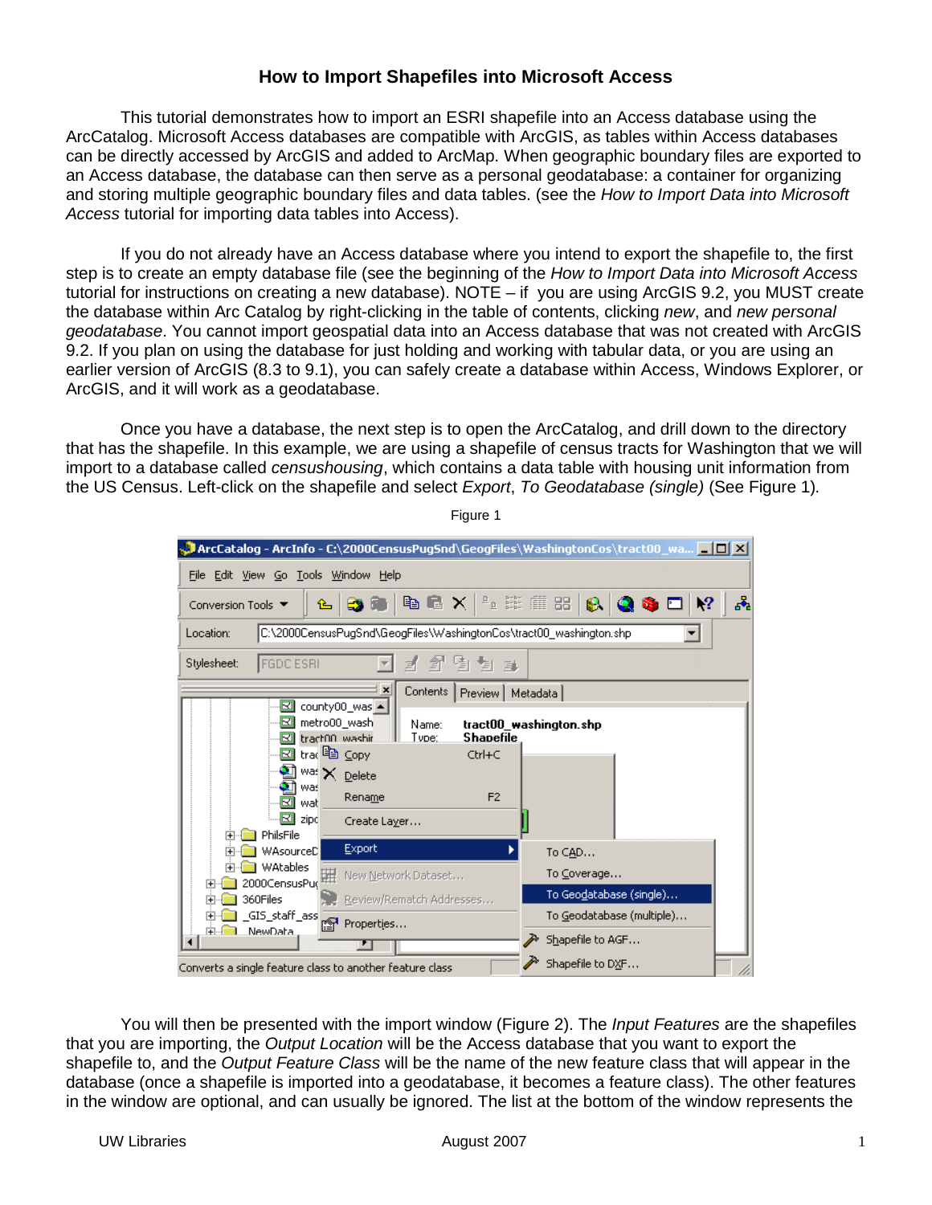# How to Import Shapefiles into Microsoft Access

This tutorial demonstrates how to import an ESRI shapefile into an Access database using the ArcCatalog. Microsoft Access databases are compatible with ArcGIS, as tables within Access databases can be directly accessed by ArcGIS and added to ArcMap. When geographic boundary files are exported to an Access database, the database can then serve as a personal geodatabase: a container for organizing and storing multiple geographic boundary files and data tables. (see the *How to Import Data into Microsoft Access* tutorial for importing data tables into Access).

If you do not already have an Access database where you intend to export the shapefile to, the first step is to create an empty database file (see the beginning of the *How to Import Data into Microsoft Access* tutorial for instructions on creating a new database). NOTE – if you are using ArcGIS 9.2, you MUST create the database within Arc Catalog by right-clicking in the table of contents, clicking *new*, and *new personal geodatabase*. You cannot import geospatial data into an Access database that was not created with ArcGIS 9.2. If you plan on using the database for just holding and working with tabular data, or you are using an earlier version of ArcGIS (8.3 to 9.1), you can safely create a database within Access, Windows Explorer, or ArcGIS, and it will work as a geodatabase.

Once you have a database, the next step is to open the ArcCatalog, and drill down to the directory that has the shapefile. In this example, we are using a shapefile of census tracts for Washington that we will import to a database called *censushousing*, which contains a data table with housing unit information from the US Census. Left-click on the shapefile and select *Export*, *To Geodatabase (single)* (See Figure 1).

Figure 1

You will then be presented with the import window (Figure 2). The *Input Features* are the shapefiles that you are importing, the *Output Location* will be the Access database that you want to export the shapefile to, and the *Output Feature Class* will be the name of the new feature class that will appear in the database (once a shapefile is imported into a geodatabase, it becomes a feature class). The other features in the window are optional, and can usually be ignored. The list at the bottom of the window represents the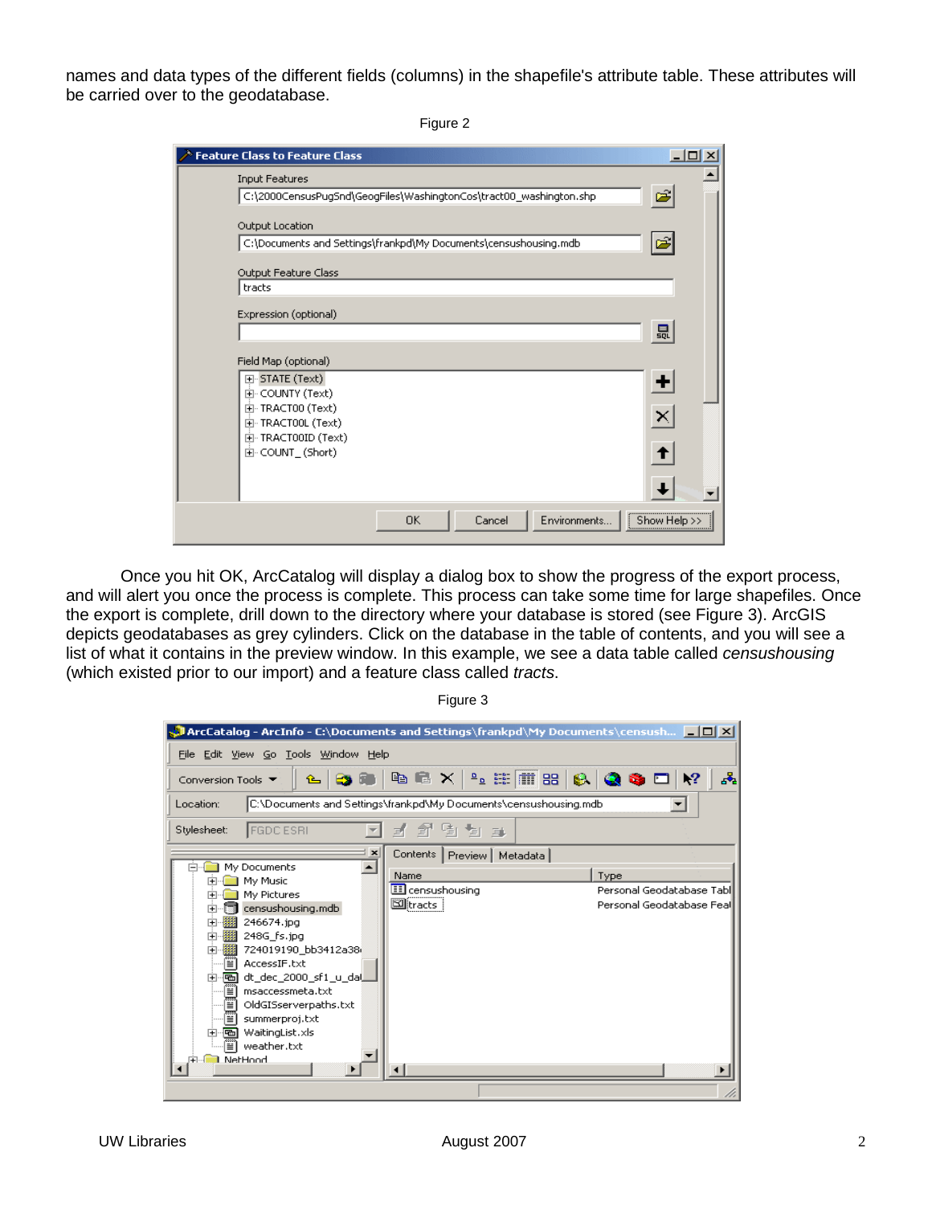names and data types of the different fields (columns) in the shapefile's attribute table. These attributes will be carried over to the geodatabase.

Figure 2

Once you hit OK, ArcCatalog will display a dialog box to show the progress of the export process, and will alert you once the process is complete. This process can take some time for large shapefiles. Once the export is complete, drill down to the directory where your database is stored (see Figure 3). ArcGIS depicts geodatabases as grey cylinders. Click on the database in the table of contents, and you will see a list of what it contains in the preview window. In this example, we see a data table called *censushousing* (which existed prior to our import) and a feature class called *tracts*.

Figure 3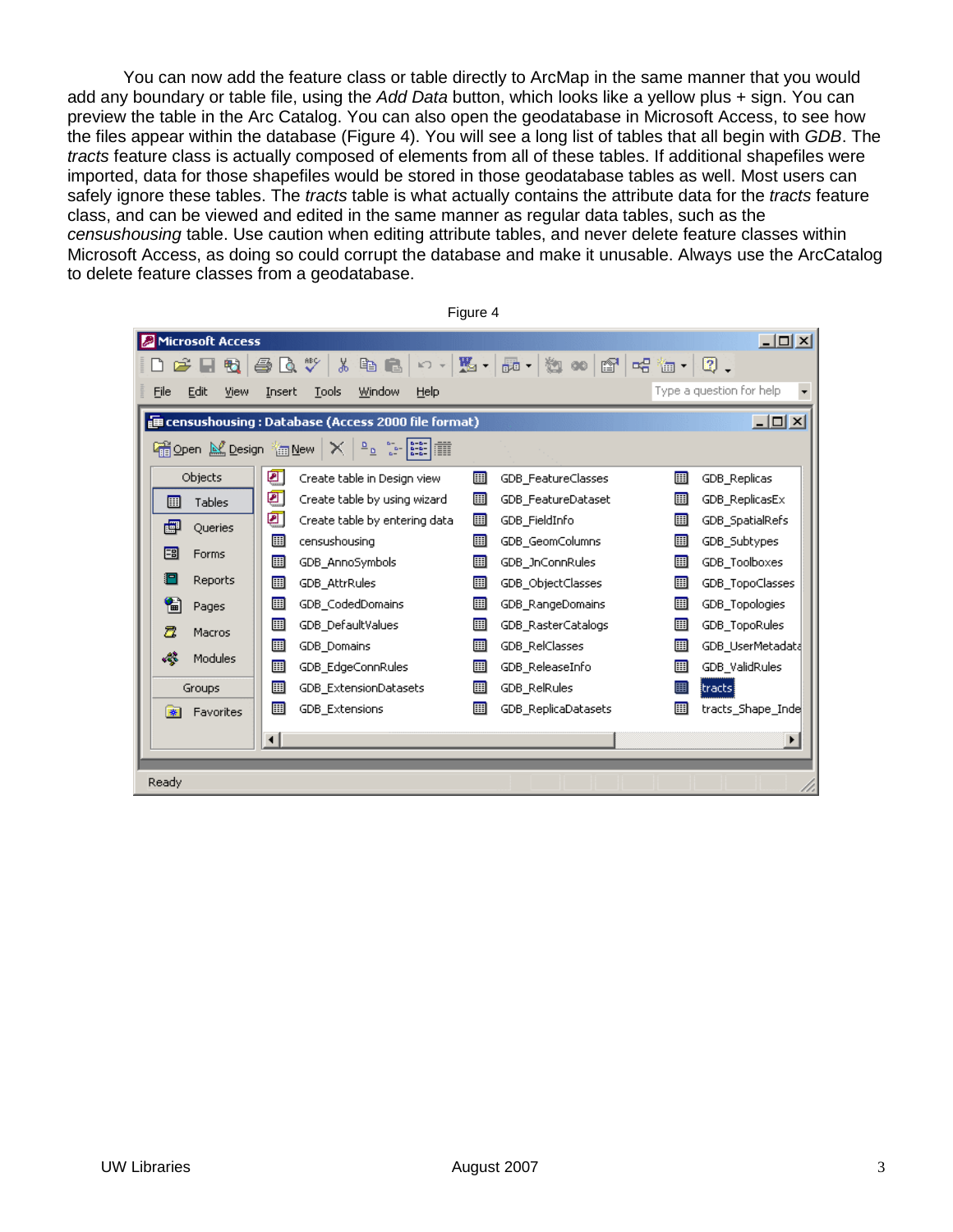You can now add the feature class or table directly to ArcMap in the same manner that you would add any boundary or table file, using the *Add Data* button, which looks like a yellow plus + sign. You can preview the table in the Arc Catalog. You can also open the geodatabase in Microsoft Access, to see how the files appear within the database (Figure 4). You will see a long list of tables that all begin with *GDB*. The *tracts* feature class is actually composed of elements from all of these tables. If additional shapefiles were imported, data for those shapefiles would be stored in those geodatabase tables as well. Most users can safely ignore these tables. The *tracts* table is what actually contains the attribute data for the *tracts* feature class, and can be viewed and edited in the same manner as regular data tables, such as the *censushousing* table. Use caution when editing attribute tables, and never delete feature classes within Microsoft Access, as doing so could corrupt the database and make it unusable. Always use the ArcCatalog to delete feature classes from a geodatabase.

Figure 4